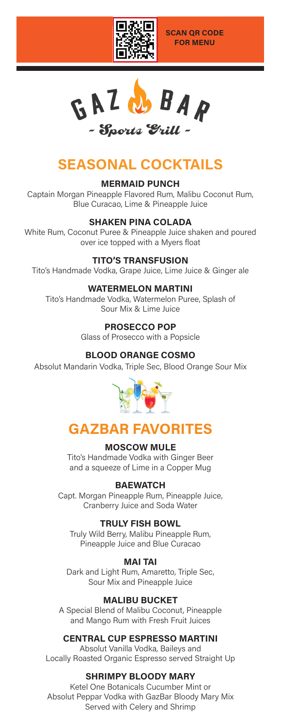SCAN QR CODE FOR MENU

# GAZ BAR

- Sports Grill -

## SEASONAL COCKTAILS

### MERMAID PUNCH

Captain Morgan Pineapple Flavored Rum, Malibu Coconut Rum, Blue Curacao, Lime & Pineapple Juice

### SHAKEN PINA COLADA

White Rum, Coconut Puree & Pineapple Juice shaken and poured over ice topped with a Myers float

### TITO'S TRANSFUSION

Tito's Handmade Vodka, Grape Juice, Lime Juice & Ginger ale

### WATERMELON MARTINI

Tito's Handmade Vodka, Watermelon Puree, Splash of Sour Mix & Lime Juice

### PROSECCO POP

Glass of Prosecco with a Popsicle

### BLOOD ORANGE COSMO

Absolut Mandarin Vodka, Triple Sec, Blood Orange Sour Mix

## GAZBAR FAVORITES

### MOSCOW MULE

Tito's Handmade Vodka with Ginger Beer and a squeeze of Lime in a Copper Mug

### BAEWATCH

Capt. Morgan Pineapple Rum, Pineapple Juice, Cranberry Juice and Soda Water

### TRULY FISH BOWL

Truly Wild Berry, Malibu Pineapple Rum, Pineapple Juice and Blue Curacao

### MAI TAI

Dark and Light Rum, Amaretto, Triple Sec, Sour Mix and Pineapple Juice

### MALIBU BUCKET

A Special Blend of Malibu Coconut, Pineapple and Mango Rum with Fresh Fruit Juices

### CENTRAL CUP ESPRESSO MARTINI

Absolut Vanilla Vodka, Baileys and Locally Roasted Organic Espresso served Straight Up

### SHRIMPY BLOODY MARY

Ketel One Botanicals Cucumber Mint or Absolut Peppar Vodka with GazBar Bloody Mary Mix Served with Celery and Shrimp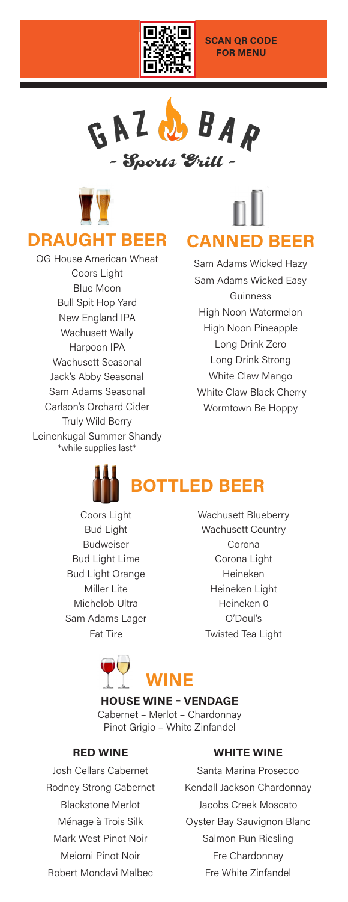SCAN QR CODE FOR MENU

# GAZ BAR

## - Sports Grill -

## DRAUGHT BEER

OG House American Wheat
Coors Light
Blue Moon
Bull Spit Hop Yard
New England IPA
Wachusett Wally
Harpoon IPA
Wachusett Seasonal
Jack's Abby Seasonal
Sam Adams Seasonal
Carlson's Orchard Cider
Truly Wild Berry
Leinenkugal Summer Shandy
*while supplies last*

## CANNED BEER

Sam Adams Wicked Hazy
Sam Adams Wicked Easy
Guinness
High Noon Watermelon
High Noon Pineapple
Long Drink Zero
Long Drink Strong
White Claw Mango
White Claw Black Cherry
Wormtown Be Hoppy

## BOTTLED BEER

Coors Light
Bud Light
Budweiser
Bud Light Lime
Bud Light Orange
Miller Lite
Michelob Ultra
Sam Adams Lager
Fat Tire
Wachusett Blueberry
Wachusett Country
Corona
Corona Light
Heineken
Heineken Light
Heineken 0
O'Doul's
Twisted Tea Light

## WINE

**HOUSE WINE – VENDAGE**

Cabernet – Merlot – Chardonnay
Pinot Grigio – White Zinfandel

### RED WINE

Josh Cellars Cabernet
Rodney Strong Cabernet
Blackstone Merlot
Ménage à Trois Silk
Mark West Pinot Noir
Meiomi Pinot Noir
Robert Mondavi Malbec

### WHITE WINE

Santa Marina Prosecco
Kendall Jackson Chardonnay
Jacobs Creek Moscato
Oyster Bay Sauvignon Blanc
Salmon Run Riesling
Fre Chardonnay
Fre White Zinfandel